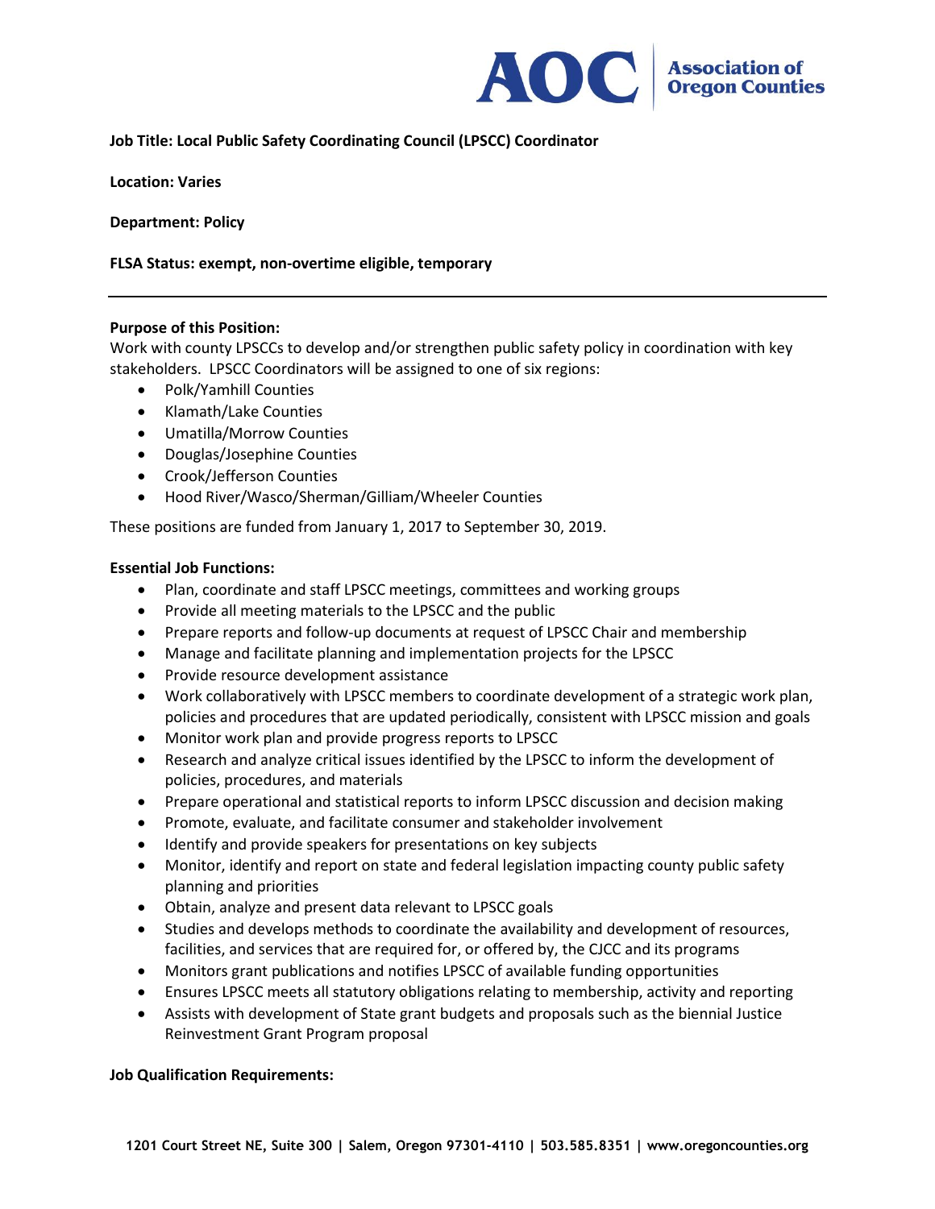**Job Title: Local Public Safety Coordinating Council (LPSCC) Coordinator**

**Location: Varies**

**Department: Policy**

**FLSA Status: exempt, non-overtime eligible, temporary**

---

**Purpose of this Position:**

Work with county LPSCCs to develop and/or strengthen public safety policy in coordination with key stakeholders. LPSCC Coordinators will be assigned to one of six regions:

- Polk/Yamhill Counties
- Klamath/Lake Counties
- Umatilla/Morrow Counties
- Douglas/Josephine Counties
- Crook/Jefferson Counties
- Hood River/Wasco/Sherman/Gilliam/Wheeler Counties

These positions are funded from January 1, 2017 to September 30, 2019.

**Essential Job Functions:**

- Plan, coordinate and staff LPSCC meetings, committees and working groups
- Provide all meeting materials to the LPSCC and the public
- Prepare reports and follow-up documents at request of LPSCC Chair and membership
- Manage and facilitate planning and implementation projects for the LPSCC
- Provide resource development assistance
- Work collaboratively with LPSCC members to coordinate development of a strategic work plan, policies and procedures that are updated periodically, consistent with LPSCC mission and goals
- Monitor work plan and provide progress reports to LPSCC
- Research and analyze critical issues identified by the LPSCC to inform the development of policies, procedures, and materials
- Prepare operational and statistical reports to inform LPSCC discussion and decision making
- Promote, evaluate, and facilitate consumer and stakeholder involvement
- Identify and provide speakers for presentations on key subjects
- Monitor, identify and report on state and federal legislation impacting county public safety planning and priorities
- Obtain, analyze and present data relevant to LPSCC goals
- Studies and develops methods to coordinate the availability and development of resources, facilities, and services that are required for, or offered by, the CJCC and its programs
- Monitors grant publications and notifies LPSCC of available funding opportunities
- Ensures LPSCC meets all statutory obligations relating to membership, activity and reporting
- Assists with development of State grant budgets and proposals such as the biennial Justice Reinvestment Grant Program proposal

**Job Qualification Requirements:**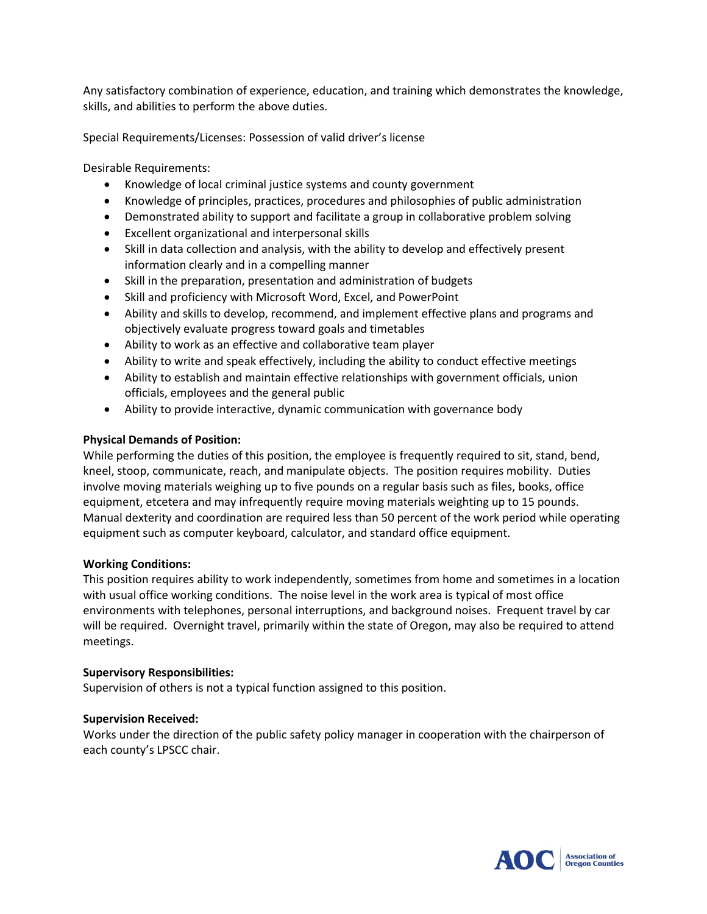Any satisfactory combination of experience, education, and training which demonstrates the knowledge, skills, and abilities to perform the above duties.

Special Requirements/Licenses: Possession of valid driver's license

Desirable Requirements:

- Knowledge of local criminal justice systems and county government
- Knowledge of principles, practices, procedures and philosophies of public administration
- Demonstrated ability to support and facilitate a group in collaborative problem solving
- Excellent organizational and interpersonal skills
- Skill in data collection and analysis, with the ability to develop and effectively present information clearly and in a compelling manner
- Skill in the preparation, presentation and administration of budgets
- Skill and proficiency with Microsoft Word, Excel, and PowerPoint
- Ability and skills to develop, recommend, and implement effective plans and programs and objectively evaluate progress toward goals and timetables
- Ability to work as an effective and collaborative team player
- Ability to write and speak effectively, including the ability to conduct effective meetings
- Ability to establish and maintain effective relationships with government officials, union officials, employees and the general public
- Ability to provide interactive, dynamic communication with governance body

**Physical Demands of Position:**
While performing the duties of this position, the employee is frequently required to sit, stand, bend, kneel, stoop, communicate, reach, and manipulate objects. The position requires mobility. Duties involve moving materials weighing up to five pounds on a regular basis such as files, books, office equipment, etcetera and may infrequently require moving materials weighting up to 15 pounds. Manual dexterity and coordination are required less than 50 percent of the work period while operating equipment such as computer keyboard, calculator, and standard office equipment.

**Working Conditions:**
This position requires ability to work independently, sometimes from home and sometimes in a location with usual office working conditions. The noise level in the work area is typical of most office environments with telephones, personal interruptions, and background noises. Frequent travel by car will be required. Overnight travel, primarily within the state of Oregon, may also be required to attend meetings.

**Supervisory Responsibilities:**
Supervision of others is not a typical function assigned to this position.

**Supervision Received:**
Works under the direction of the public safety policy manager in cooperation with the chairperson of each county's LPSCC chair.